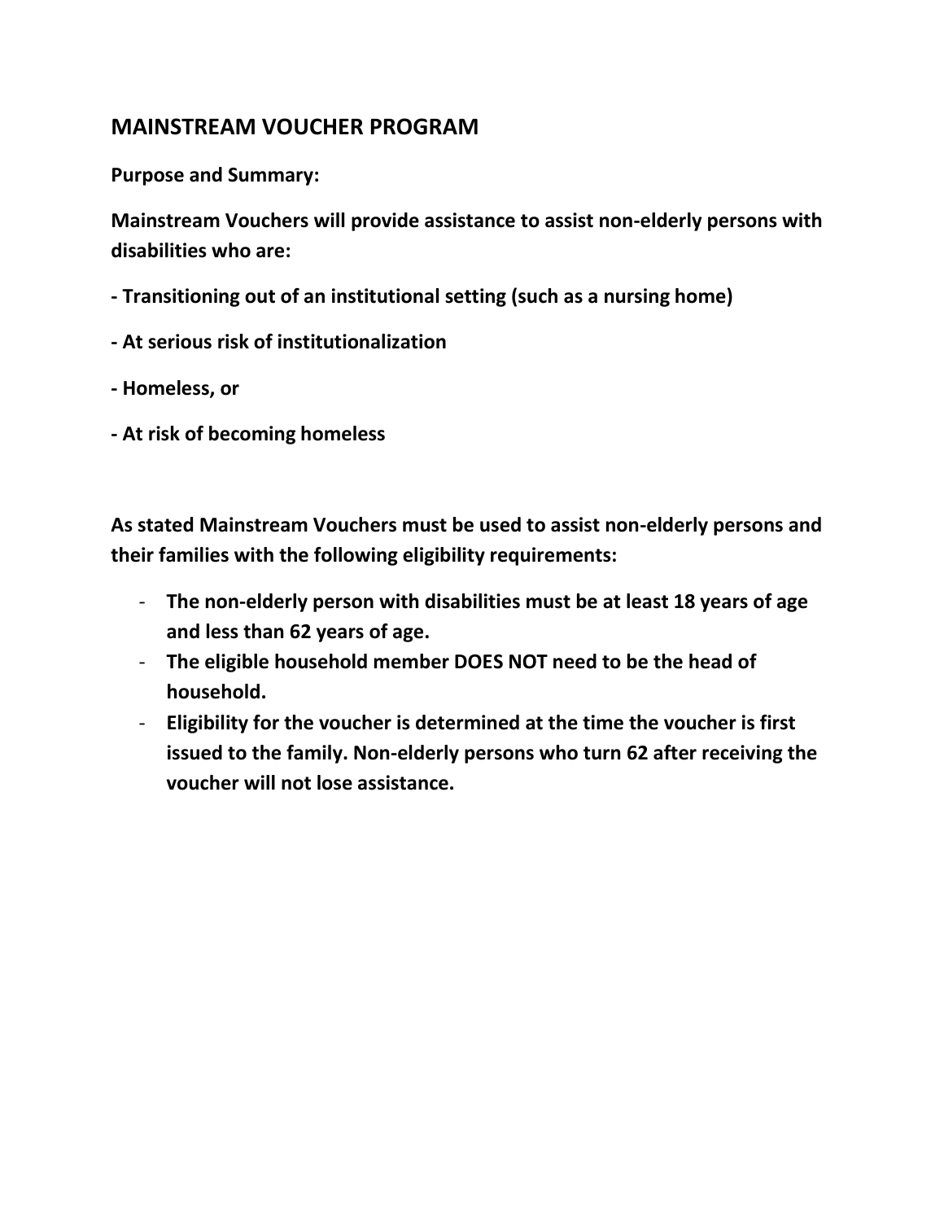## MAINSTREAM VOUCHER PROGRAM

**Purpose and Summary:**

**Mainstream Vouchers will provide assistance to assist non-elderly persons with disabilities who are:**

**- Transitioning out of an institutional setting (such as a nursing home)**

**- At serious risk of institutionalization**

**- Homeless, or**

**- At risk of becoming homeless**

**As stated Mainstream Vouchers must be used to assist non-elderly persons and their families with the following eligibility requirements:**

- **The non-elderly person with disabilities must be at least 18 years of age and less than 62 years of age.**
- **The eligible household member DOES NOT need to be the head of household.**
- **Eligibility for the voucher is determined at the time the voucher is first issued to the family. Non-elderly persons who turn 62 after receiving the voucher will not lose assistance.**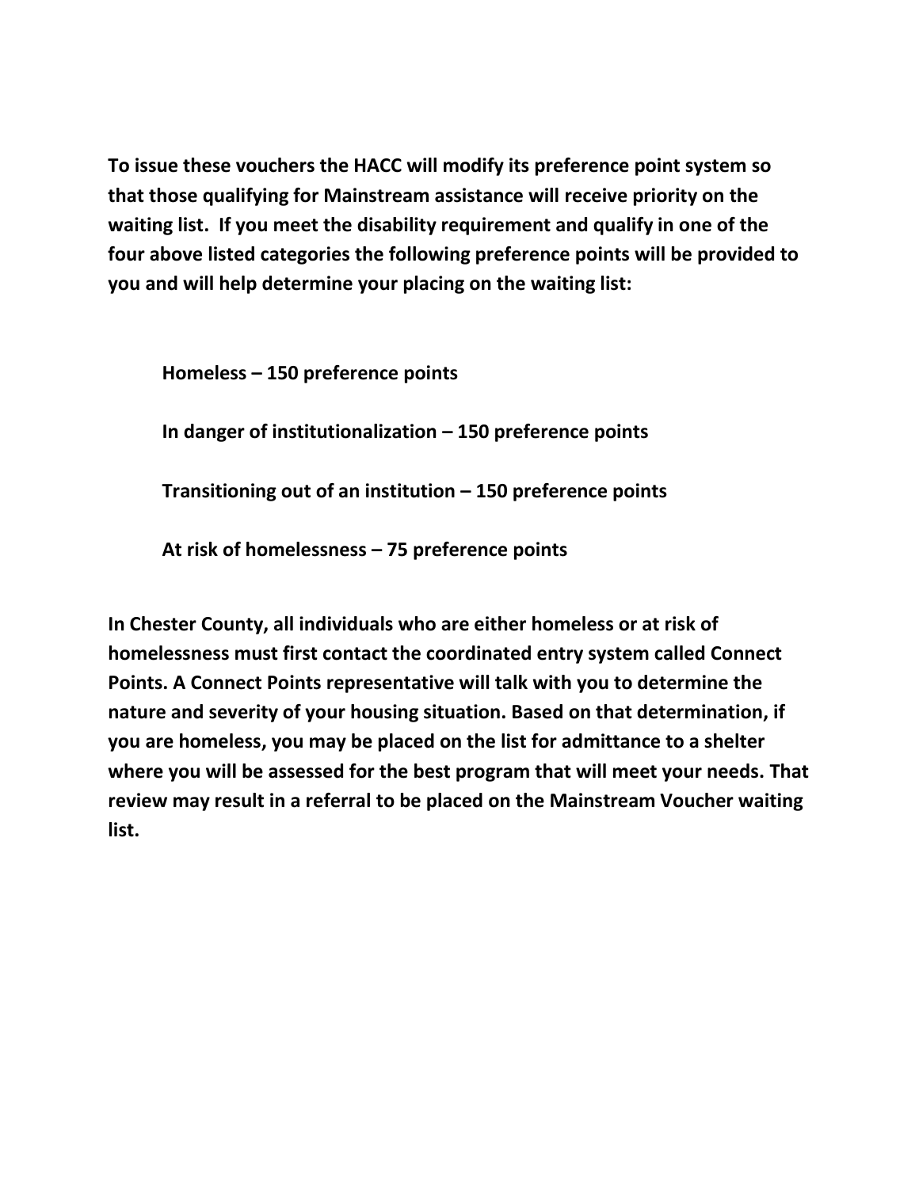**To issue these vouchers the HACC will modify its preference point system so that those qualifying for Mainstream assistance will receive priority on the waiting list. If you meet the disability requirement and qualify in one of the four above listed categories the following preference points will be provided to you and will help determine your placing on the waiting list:**

**Homeless – 150 preference points**

**In danger of institutionalization – 150 preference points**

**Transitioning out of an institution – 150 preference points**

**At risk of homelessness – 75 preference points**

**In Chester County, all individuals who are either homeless or at risk of homelessness must first contact the coordinated entry system called Connect Points. A Connect Points representative will talk with you to determine the nature and severity of your housing situation. Based on that determination, if you are homeless, you may be placed on the list for admittance to a shelter where you will be assessed for the best program that will meet your needs. That review may result in a referral to be placed on the Mainstream Voucher waiting list.**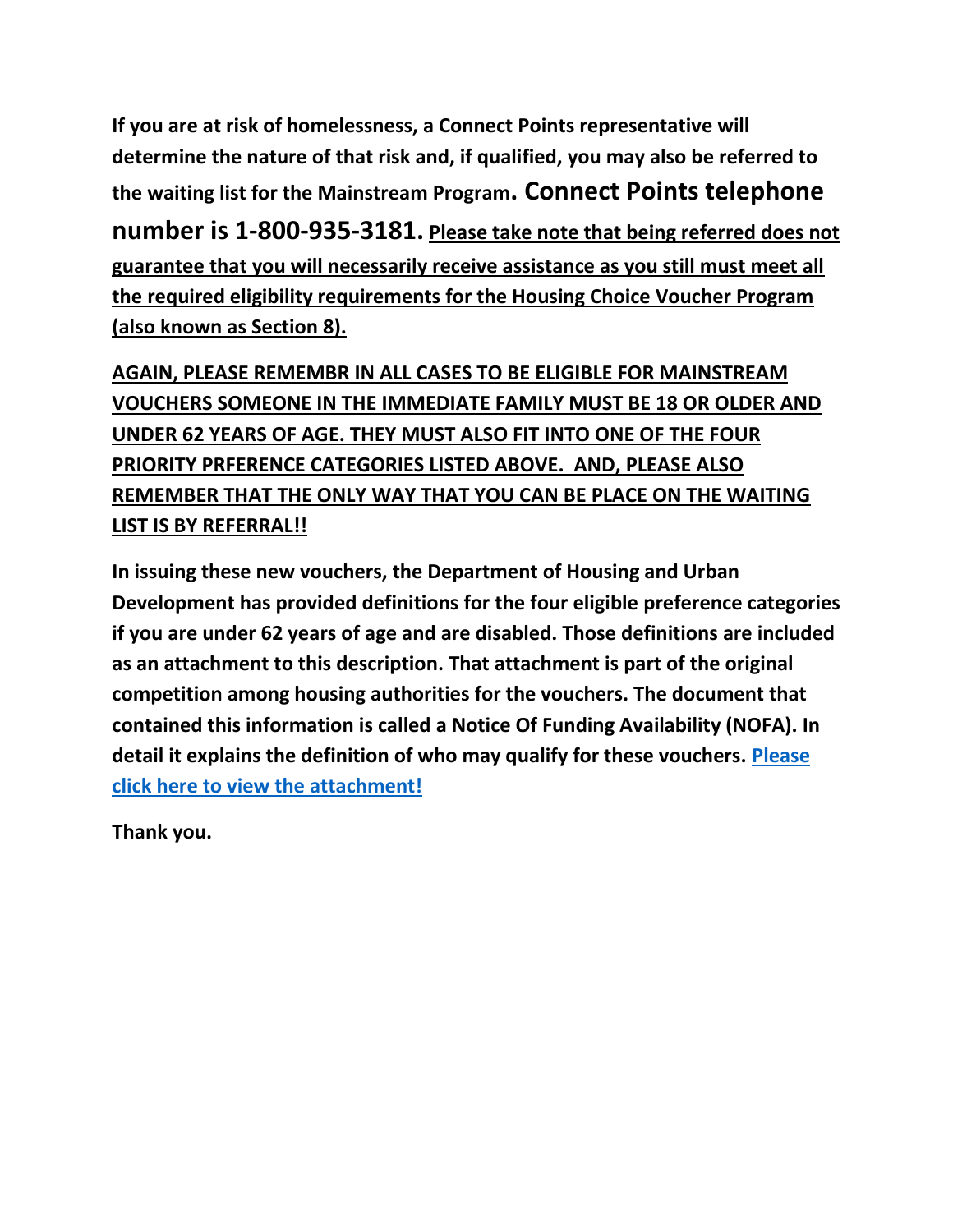**If you are at risk of homelessness, a Connect Points representative will determine the nature of that risk and, if qualified, you may also be referred to the waiting list for the Mainstream Program. Connect Points telephone number is 1-800-935-3181. <u>Please take note that being referred does not guarantee that you will necessarily receive assistance as you still must meet all the required eligibility requirements for the Housing Choice Voucher Program (also known as Section 8).</u>**

**<u>AGAIN, PLEASE REMEMBR IN ALL CASES TO BE ELIGIBLE FOR MAINSTREAM VOUCHERS SOMEONE IN THE IMMEDIATE FAMILY MUST BE 18 OR OLDER AND UNDER 62 YEARS OF AGE. THEY MUST ALSO FIT INTO ONE OF THE FOUR PRIORITY PRFERENCE CATEGORIES LISTED ABOVE. AND, PLEASE ALSO REMEMBER THAT THE ONLY WAY THAT YOU CAN BE PLACE ON THE WAITING LIST IS BY REFERRAL!!</u>**

**In issuing these new vouchers, the Department of Housing and Urban Development has provided definitions for the four eligible preference categories if you are under 62 years of age and are disabled. Those definitions are included as an attachment to this description. That attachment is part of the original competition among housing authorities for the vouchers. The document that contained this information is called a Notice Of Funding Availability (NOFA). In detail it explains the definition of who may qualify for these vouchers. <u>Please click here to view the attachment!</u>**

**Thank you.**